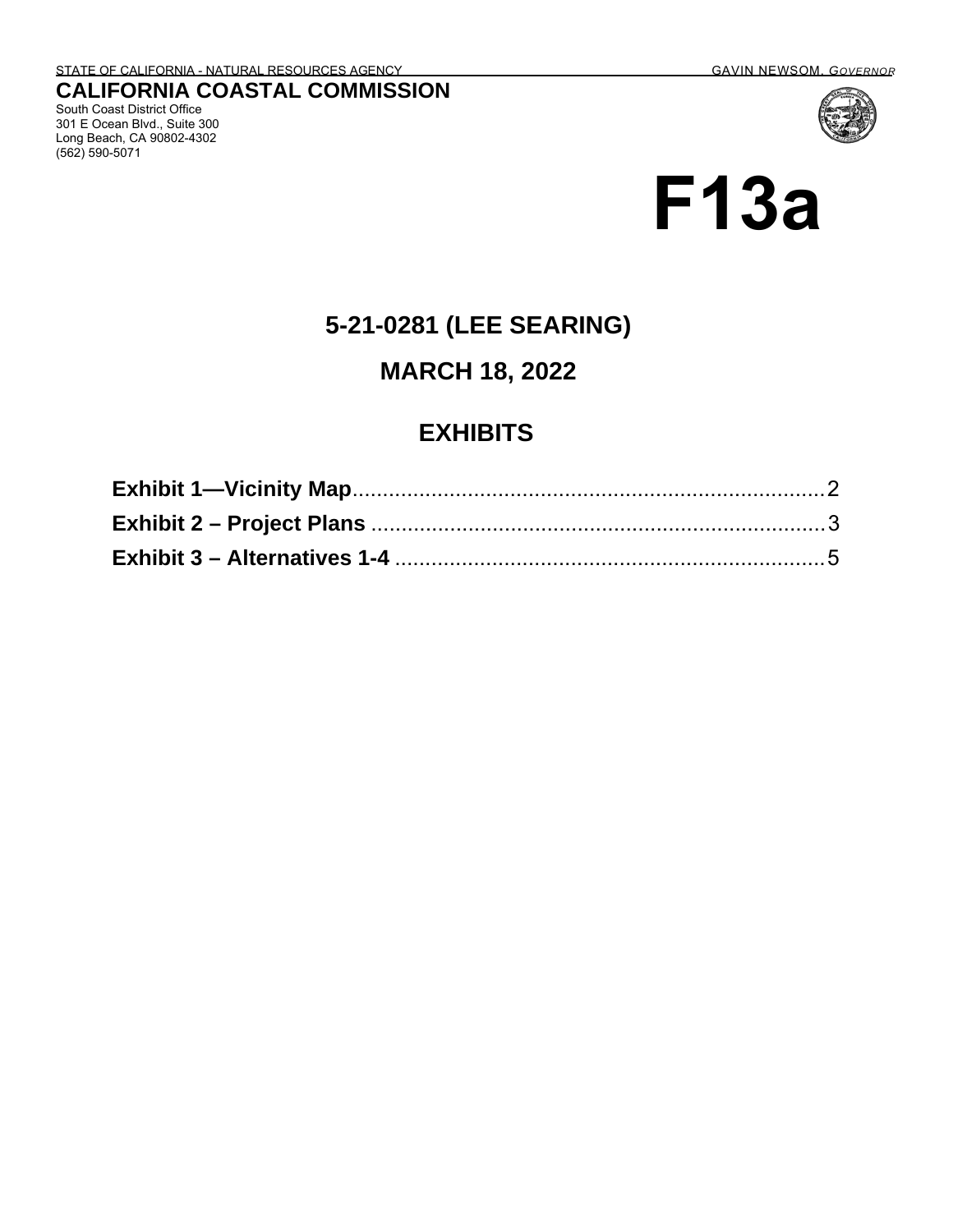STATE OF CALIFORNIA - NATURAL RESOURCES AGENCY GAVIN NEWSOM, *GOVERNOR*

**CALIFORNIA COASTAL COMMISSION**
South Coast District Office
301 E Ocean Blvd., Suite 300
Long Beach, CA 90802-4302
(562) 590-5071

# F13a

## 5-21-0281 (LEE SEARING)

## MARCH 18, 2022

## EXHIBITS

**Exhibit 1—Vicinity Map** ............................................................................ 2
**Exhibit 2 – Project Plans** ............................................................................ 3
**Exhibit 3 – Alternatives 1-4** ........................................................................ 5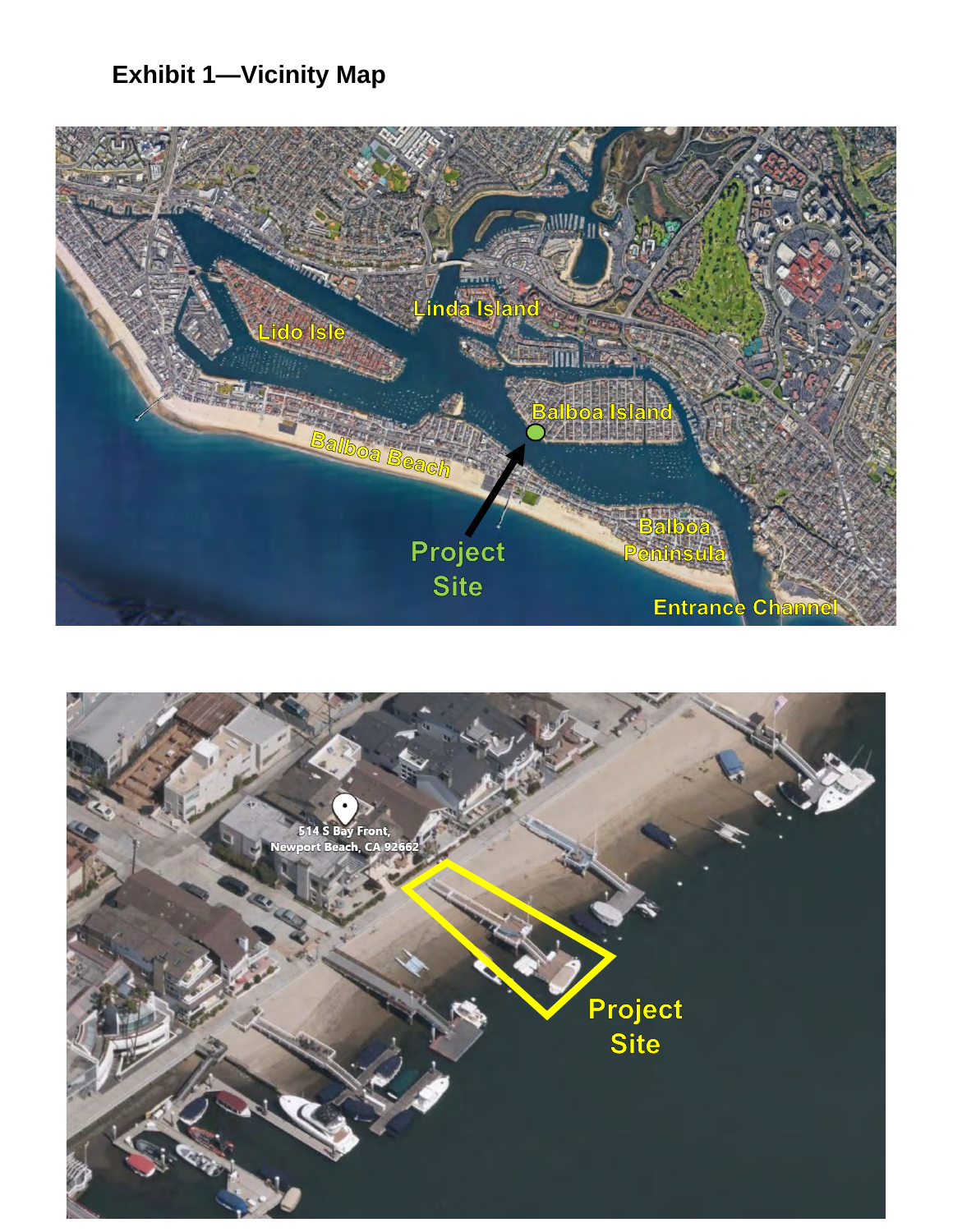**Exhibit 1—Vicinity Map**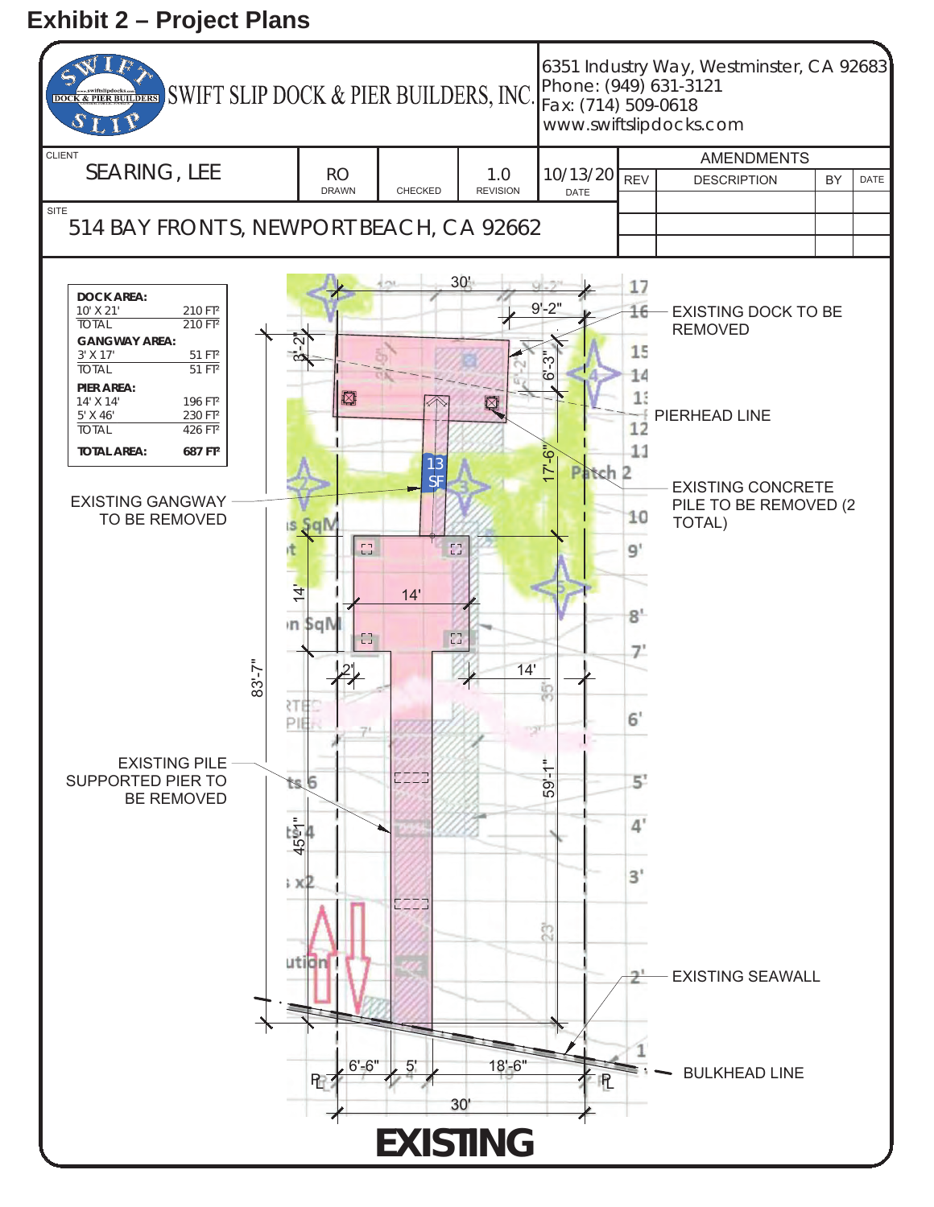## Exhibit 2 – Project Plans

**SWIFT SLIP DOCK & PIER BUILDERS, INC.**

6351 Industry Way, Westminster, CA 92683
Phone: (949) 631-3121
Fax: (714) 509-0618
www.swiftslipdocks.com

| CLIENT | DRAWN | CHECKED | REVISION | DATE |
|---|---|---|---|---|
| SEARING, LEE | RO | | 1.0 | 10/13/20 |

SITE: 514 BAY FRONTS, NEWPORT BEACH, CA 92662

| AMENDMENTS | | | |
|---|---|---|---|
| REV | DESCRIPTION | BY | DATE |
| | | | |
| | | | |
| | | | |

| DOCK AREA: | |
|---|---|
| 10' X 21' | 210 FT² |
| TOTAL | 210 FT² |
| **GANGWAY AREA:** | |
| 3' X 17' | 51 FT² |
| TOTAL | 51 FT² |
| **PIER AREA:** | |
| 14' X 14' | 196 FT² |
| 5' X 46' | 230 FT² |
| TOTAL | 426 FT² |
| **TOTAL AREA:** | **687 FT²** |

EXISTING DOCK TO BE REMOVED

PIERHEAD LINE

EXISTING GANGWAY TO BE REMOVED

EXISTING CONCRETE PILE TO BE REMOVED (2 TOTAL)

EXISTING PILE SUPPORTED PIER TO BE REMOVED

EXISTING SEAWALL

BULKHEAD LINE

30'; 9'-2"; 3'-2"; 6'-3"; 17'-6"; 13 SF; 14'; 14'; 2'; 83'-7"; 59'-1"; 45'-1"; 6'-6"; 5'; 18'-6"; 30'; PL

**EXISTING**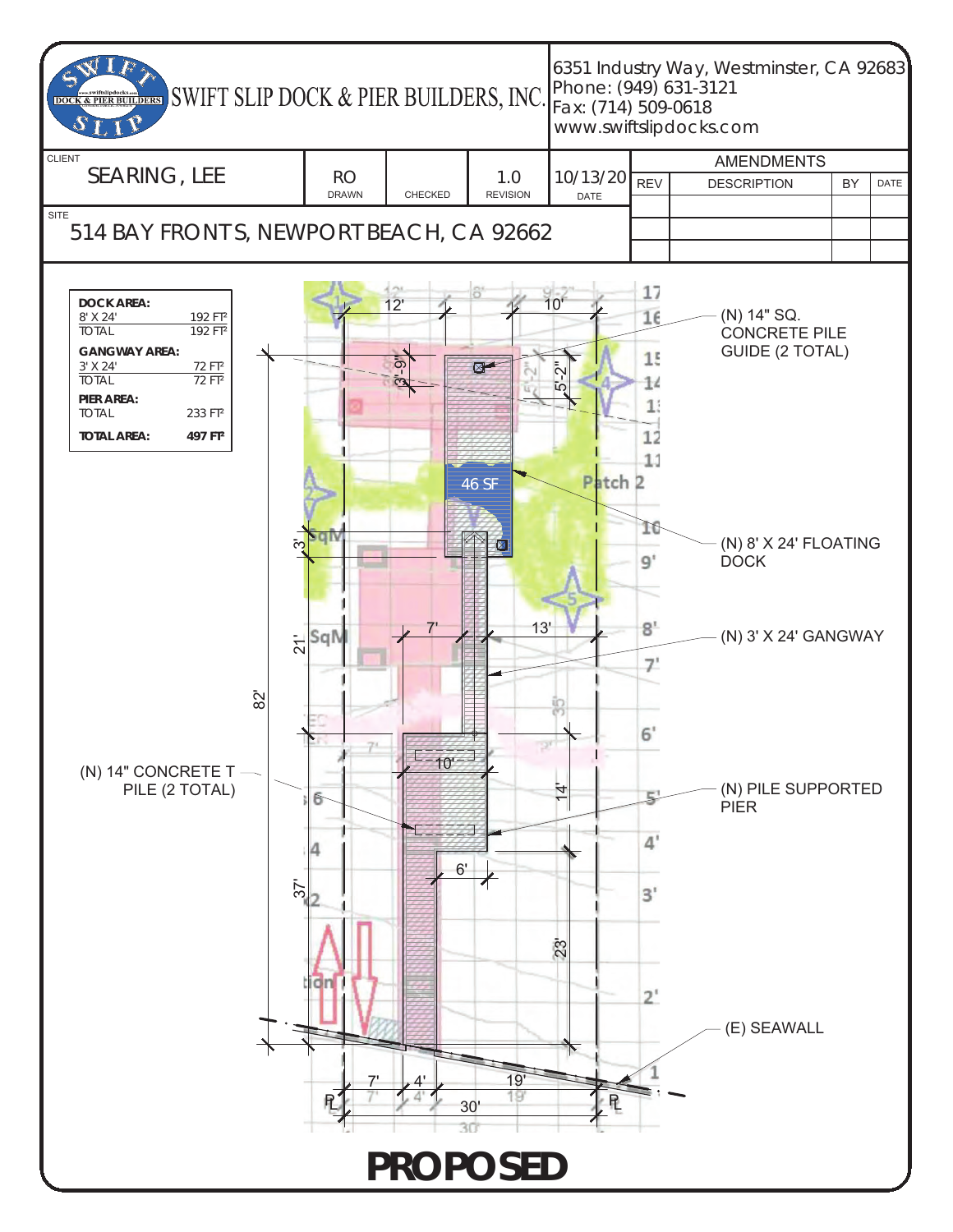SWIFT SLIP DOCK & PIER BUILDERS, INC.

6351 Industry Way, Westminster, CA 92683
Phone: (949) 631-3121
Fax: (714) 509-0618
www.swiftslipdocks.com

| CLIENT | | | | | AMENDMENTS | | | |
|---|---|---|---|---|---|---|---|---|
| SEARING, LEE | RO | | 1.0 | 10/13/20 | REV | DESCRIPTION | BY | DATE |
| | DRAWN | CHECKED | REVISION | DATE | | | | |

SITE
514 BAY FRONTS, NEWPORT BEACH, CA 92662

| | |
|---|---|
| **DOCK AREA:** | |
| 8' X 24' | 192 FT² |
| TOTAL | 192 FT² |
| **GANGWAY AREA:** | |
| 3' X 24' | 72 FT² |
| TOTAL | 72 FT² |
| **PIER AREA:** | |
| TOTAL | 233 FT² |
| **TOTAL AREA:** | **497 FT²** |

(N) 14" SQ. CONCRETE PILE GUIDE (2 TOTAL)

(N) 8' X 24' FLOATING DOCK

(N) 3' X 24' GANGWAY

(N) 14" CONCRETE T PILE (2 TOTAL)

(N) PILE SUPPORTED PIER

(E) SEAWALL

46 SF

12' 10' 3'-9" 5'-2" 3' 21' 82' 7' 13' 10' 14' 6' 37' 23' 7' 4' 19' 30'

# PROPOSED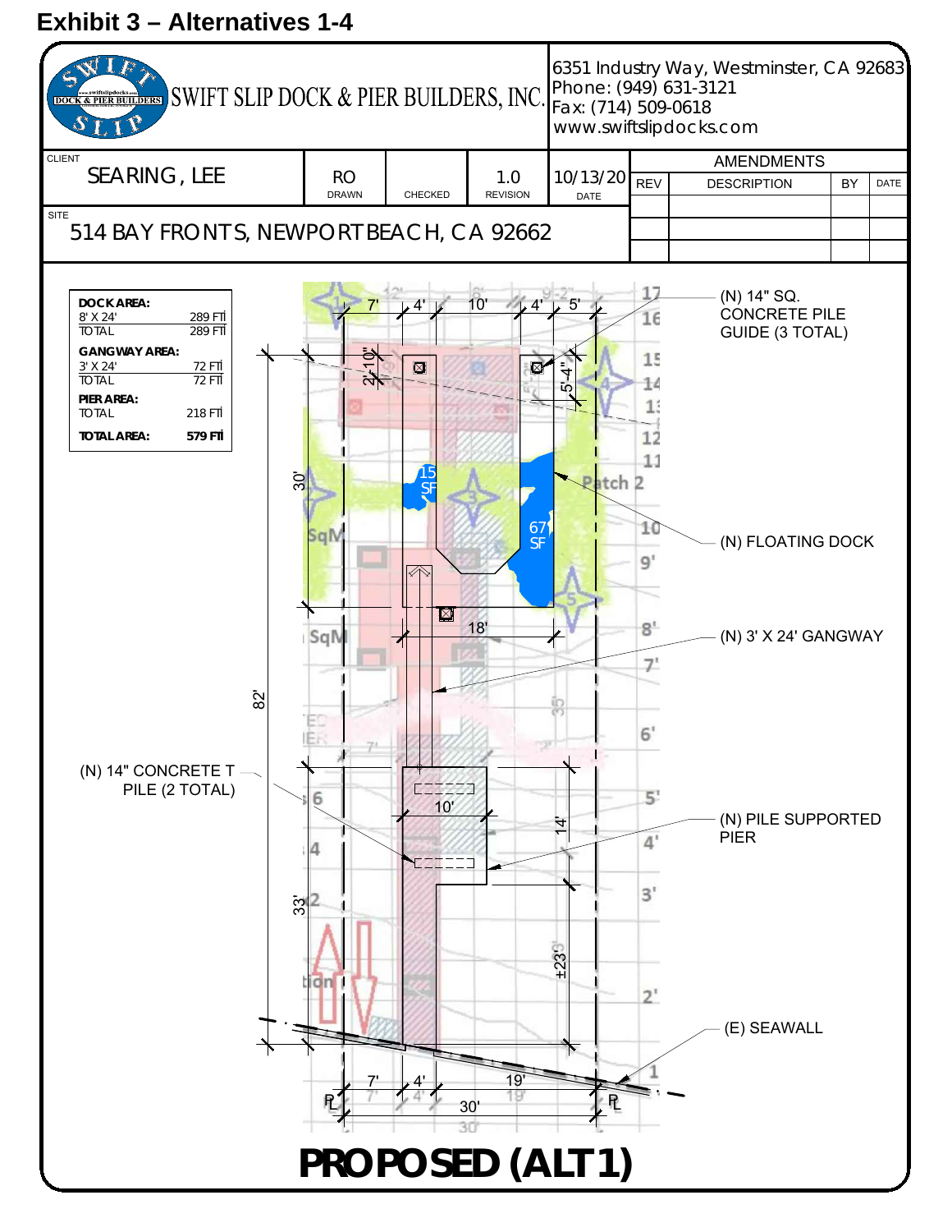# Exhibit 3 – Alternatives 1-4

SWIFT SLIP DOCK & PIER BUILDERS, INC.

6351 Industry Way, Westminster, CA 92683
Phone: (949) 631-3121
Fax: (714) 509-0618
www.swiftslipdocks.com

| CLIENT | DRAWN | CHECKED | REVISION | DATE |
|---|---|---|---|---|
| SEARING, LEE | RO | | 1.0 | 10/13/20 |

SITE
514 BAY FRONTS, NEWPORT BEACH, CA 92662

| AMENDMENTS | | | |
|---|---|---|---|
| REV | DESCRIPTION | BY | DATE |
| | | | |
| | | | |

| | |
|---|---|
| **DOCK AREA:** | |
| 8' X 24' | 289 FT² |
| TOTAL | 289 FT² |
| **GANGWAY AREA:** | |
| 3' X 24' | 72 FT² |
| TOTAL | 72 FT² |
| **PIER AREA:** | |
| TOTAL | 218 FT² |
| **TOTAL AREA:** | **579 FT²** |

(N) 14" SQ. CONCRETE PILE GUIDE (3 TOTAL)

(N) FLOATING DOCK

(N) 3' X 24' GANGWAY

(N) 14" CONCRETE T PILE (2 TOTAL)

(N) PILE SUPPORTED PIER

(E) SEAWALL

15 SF

67 SF

**PROPOSED (ALT 1)**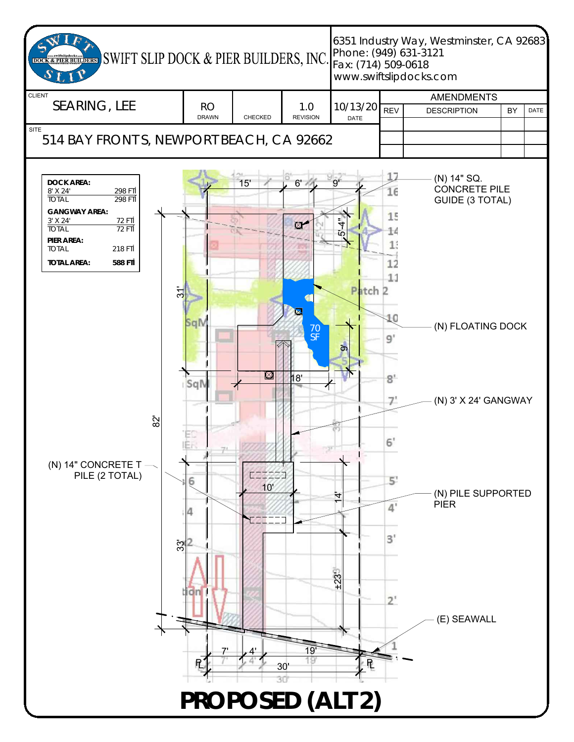SWIFT SLIP DOCK & PIER BUILDERS, INC.

6351 Industry Way, Westminster, CA 92683
Phone: (949) 631-3121
Fax: (714) 509-0618
www.swiftslipdocks.com

| CLIENT | DRAWN | CHECKED | REVISION | DATE |
|---|---|---|---|---|
| SEARING, LEE | RO | | 1.0 | 10/13/20 |

SITE
514 BAY FRONT S, NEWPORT BEACH, CA 92662

| AMENDMENTS | | | |
|---|---|---|---|
| REV | DESCRIPTION | BY | DATE |
| | | | |
| | | | |
| | | | |

| | |
|---|---|
| **DOCK AREA:** | |
| 8' X 24' | 298 FT² |
| TOTAL | 298 FT² |
| **GANGWAY AREA:** | |
| 3' X 24' | 72 FT² |
| TOTAL | 72 FT² |
| **PIER AREA:** | |
| TOTAL | 218 FT² |
| **TOTAL AREA:** | **588 FT²** |

(N) 14" SQ. CONCRETE PILE GUIDE (3 TOTAL)

(N) FLOATING DOCK

70 SF

(N) 3' X 24' GANGWAY

(N) 14" CONCRETE T PILE (2 TOTAL)

(N) PILE SUPPORTED PIER

(E) SEAWALL

15' 6' 9' 5'-4" 31' 9' 18' 82' 10' 14' 33' ±23' 7' 4' 19' 30'

# PROPOSED (ALT 2)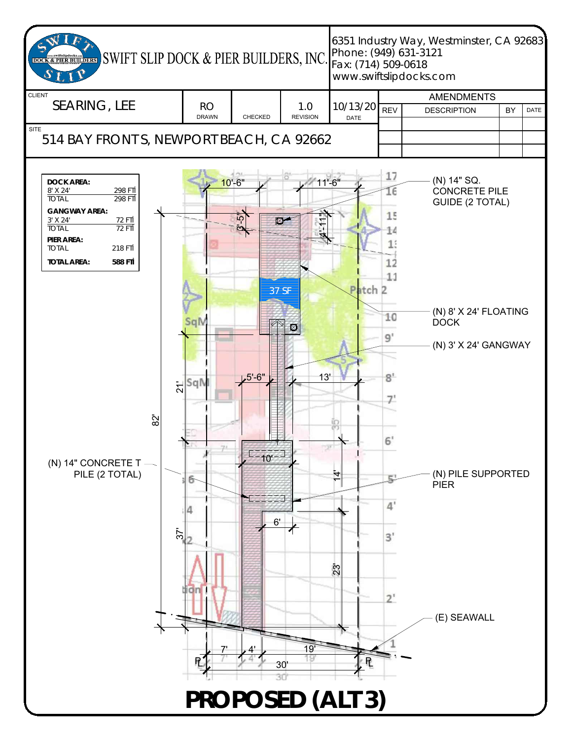# SWIFT SLIP DOCK & PIER BUILDERS, INC.

6351 Industry Way, Westminster, CA 92683
Phone: (949) 631-3121
Fax: (714) 509-0618
www.swiftslipdocks.com

| CLIENT | DRAWN | CHECKED | REVISION | DATE |
|---|---|---|---|---|
| SEARING, LEE | RO | | 1.0 | 10/13/20 |

SITE: 514 BAY FRONTS, NEWPORT BEACH, CA 92662

| AMENDMENTS | | | |
|---|---|---|---|
| REV | DESCRIPTION | BY | DATE |
| | | | |
| | | | |
| | | | |

| | |
|---|---|
| **DOCK AREA:** | |
| 8' X 24' | 298 FT² |
| TOTAL | 298 FT² |
| **GANGWAY AREA:** | |
| 3' X 24' | 72 FT² |
| TOTAL | 72 FT² |
| **PIER AREA:** | |
| TOTAL | 218 FT² |
| **TOTAL AREA:** | **588 FT²** |

(N) 14" SQ. CONCRETE PILE GUIDE (2 TOTAL)

(N) 8' X 24' FLOATING DOCK

(N) 3' X 24' GANGWAY

(N) 14" CONCRETE T PILE (2 TOTAL)

(N) PILE SUPPORTED PIER

(E) SEAWALL

37 SF

10'-6" 11'-6" 3'-5" 4'-11" 5'-6" 13' 10' 14' 6' 23' 21' 37' 82' 7' 4' 19' 30'

# PROPOSED (ALT 3)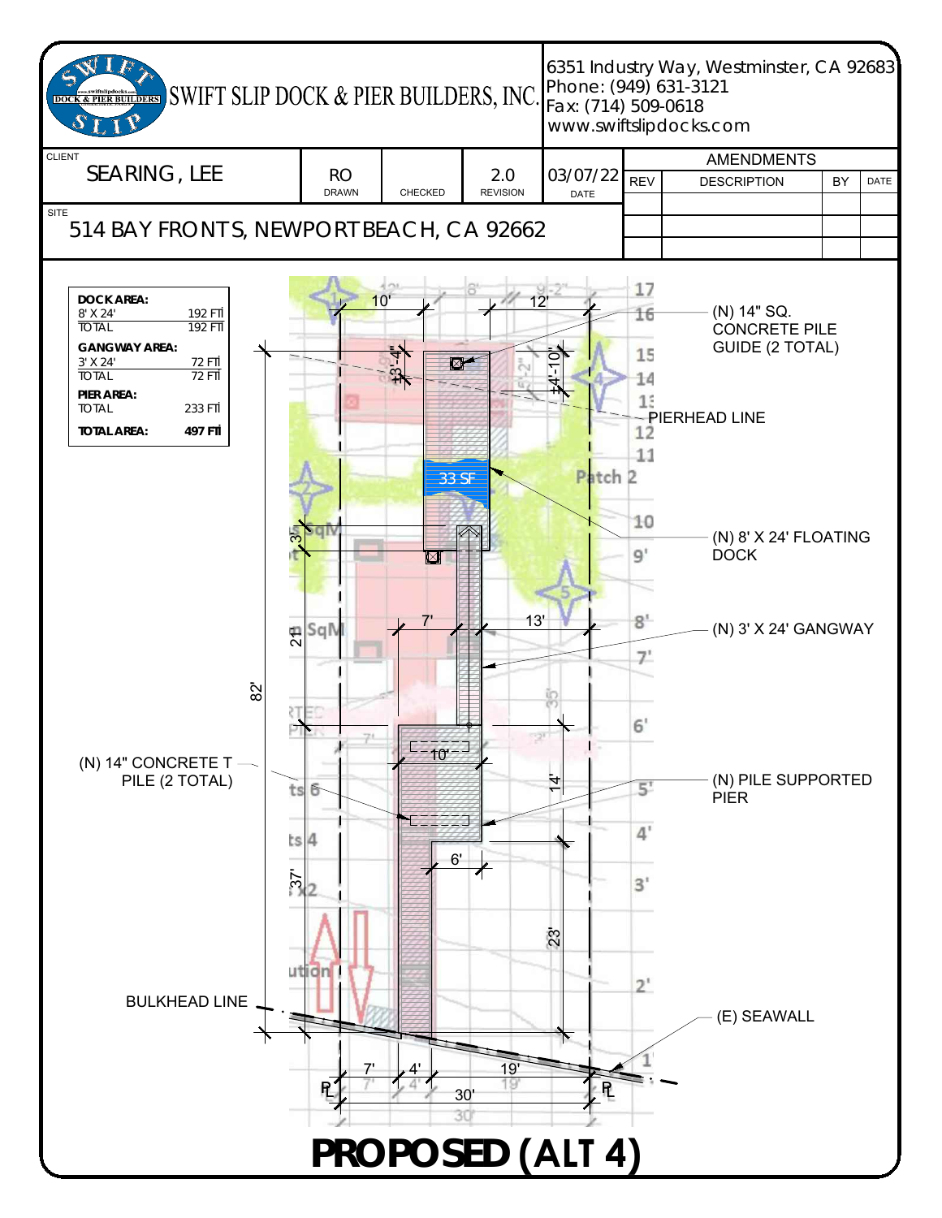SWIFT SLIP DOCK & PIER BUILDERS, INC.

6351 Industry Way, Westminster, CA 92683
Phone: (949) 631-3121
Fax: (714) 509-0618
www.swiftslipdocks.com

| CLIENT | | | | |
|---|---|---|---|---|
| SEARING, LEE | RO | | 2.0 | 03/07/22 |
| | DRAWN | CHECKED | REVISION | DATE |

SITE
514 BAY FRONTS, NEWPORT BEACH, CA 92662

| AMENDMENTS | | | |
|---|---|---|---|
| REV | DESCRIPTION | BY | DATE |
| | | | |
| | | | |
| | | | |

| | |
|---|---|
| **DOCK AREA:** | |
| 8' X 24' | 192 FT² |
| TOTAL | 192 FT² |
| **GANGWAY AREA:** | |
| 3' X 24' | 72 FT² |
| TOTAL | 72 FT² |
| **PIER AREA:** | |
| TOTAL | 233 FT² |
| **TOTAL AREA:** | **497 FT²** |

(N) 14" SQ. CONCRETE PILE GUIDE (2 TOTAL)

PIERHEAD LINE

(N) 8' X 24' FLOATING DOCK

(N) 3' X 24' GANGWAY

(N) PILE SUPPORTED PIER

(N) 14" CONCRETE T PILE (2 TOTAL)

BULKHEAD LINE

(E) SEAWALL

33 SF

10' 12' ±3'-4" ±4'-10" 3' 24' 82' 7' 13' 10' 14' 6' 23' 7' 4' 19' 30'

# PROPOSED (ALT 4)